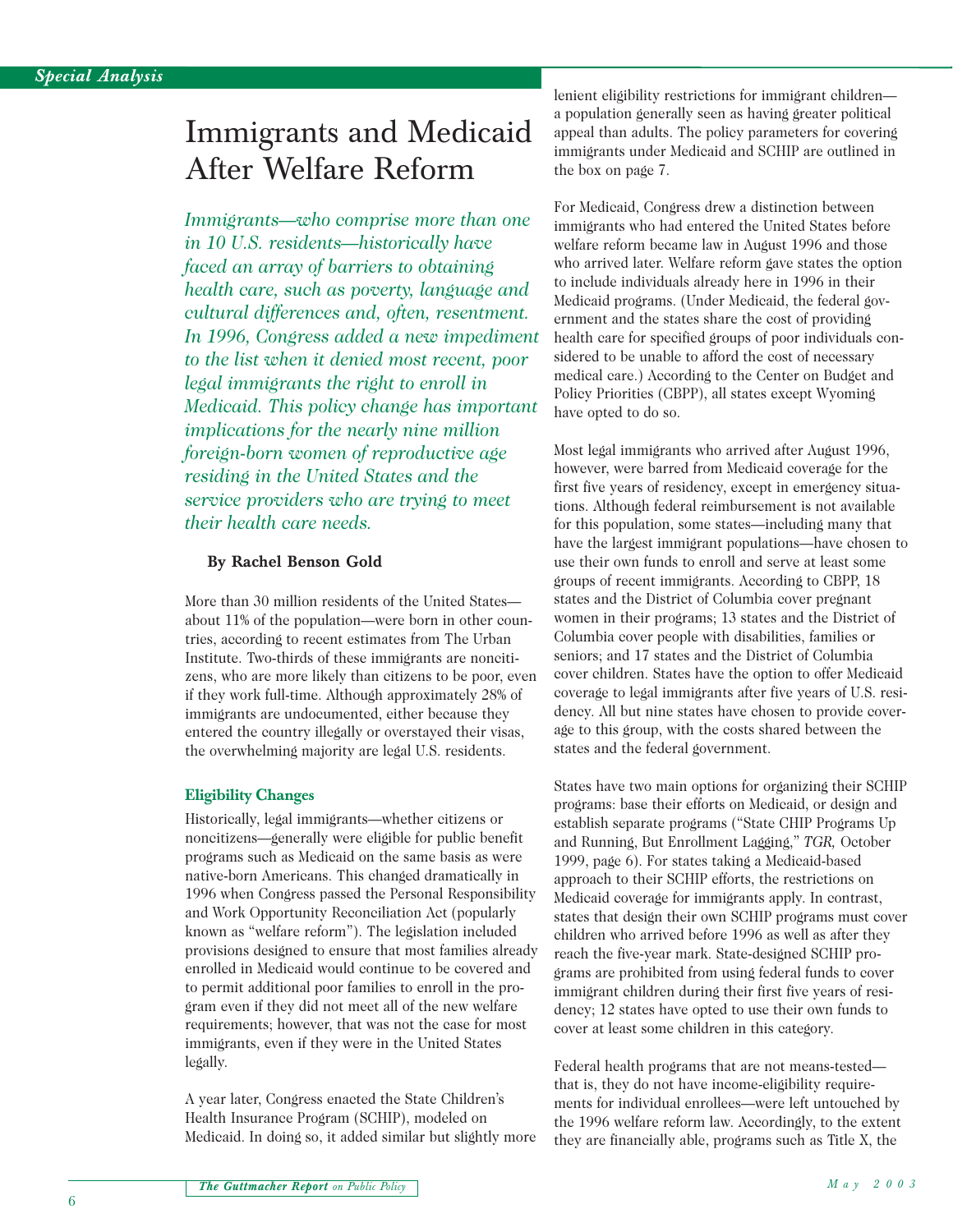Special Analysis

# Immigrants and Medicaid After Welfare Reform

*Immigrants—who comprise more than one in 10 U.S. residents—historically have faced an array of barriers to obtaining health care, such as poverty, language and cultural differences and, often, resentment. In 1996, Congress added a new impediment to the list when it denied most recent, poor legal immigrants the right to enroll in Medicaid. This policy change has important implications for the nearly nine million foreign-born women of reproductive age residing in the United States and the service providers who are trying to meet their health care needs.*

**By Rachel Benson Gold**

More than 30 million residents of the United States—about 11% of the population—were born in other countries, according to recent estimates from The Urban Institute. Two-thirds of these immigrants are noncitizens, who are more likely than citizens to be poor, even if they work full-time. Although approximately 28% of immigrants are undocumented, either because they entered the country illegally or overstayed their visas, the overwhelming majority are legal U.S. residents.

## Eligibility Changes

Historically, legal immigrants—whether citizens or noncitizens—generally were eligible for public benefit programs such as Medicaid on the same basis as were native-born Americans. This changed dramatically in 1996 when Congress passed the Personal Responsibility and Work Opportunity Reconciliation Act (popularly known as "welfare reform"). The legislation included provisions designed to ensure that most families already enrolled in Medicaid would continue to be covered and to permit additional poor families to enroll in the program even if they did not meet all of the new welfare requirements; however, that was not the case for most immigrants, even if they were in the United States legally.

A year later, Congress enacted the State Children's Health Insurance Program (SCHIP), modeled on Medicaid. In doing so, it added similar but slightly more lenient eligibility restrictions for immigrant children—a population generally seen as having greater political appeal than adults. The policy parameters for covering immigrants under Medicaid and SCHIP are outlined in the box on page 7.

For Medicaid, Congress drew a distinction between immigrants who had entered the United States before welfare reform became law in August 1996 and those who arrived later. Welfare reform gave states the option to include individuals already here in 1996 in their Medicaid programs. (Under Medicaid, the federal government and the states share the cost of providing health care for specified groups of poor individuals considered to be unable to afford the cost of necessary medical care.) According to the Center on Budget and Policy Priorities (CBPP), all states except Wyoming have opted to do so.

Most legal immigrants who arrived after August 1996, however, were barred from Medicaid coverage for the first five years of residency, except in emergency situations. Although federal reimbursement is not available for this population, some states—including many that have the largest immigrant populations—have chosen to use their own funds to enroll and serve at least some groups of recent immigrants. According to CBPP, 18 states and the District of Columbia cover pregnant women in their programs; 13 states and the District of Columbia cover people with disabilities, families or seniors; and 17 states and the District of Columbia cover children. States have the option to offer Medicaid coverage to legal immigrants after five years of U.S. residency. All but nine states have chosen to provide coverage to this group, with the costs shared between the states and the federal government.

States have two main options for organizing their SCHIP programs: base their efforts on Medicaid, or design and establish separate programs ("State CHIP Programs Up and Running, But Enrollment Lagging," *TGR,* October 1999, page 6). For states taking a Medicaid-based approach to their SCHIP efforts, the restrictions on Medicaid coverage for immigrants apply. In contrast, states that design their own SCHIP programs must cover children who arrived before 1996 as well as after they reach the five-year mark. State-designed SCHIP programs are prohibited from using federal funds to cover immigrant children during their first five years of residency; 12 states have opted to use their own funds to cover at least some children in this category.

Federal health programs that are not means-tested—that is, they do not have income-eligibility requirements for individual enrollees—were left untouched by the 1996 welfare reform law. Accordingly, to the extent they are financially able, programs such as Title X, the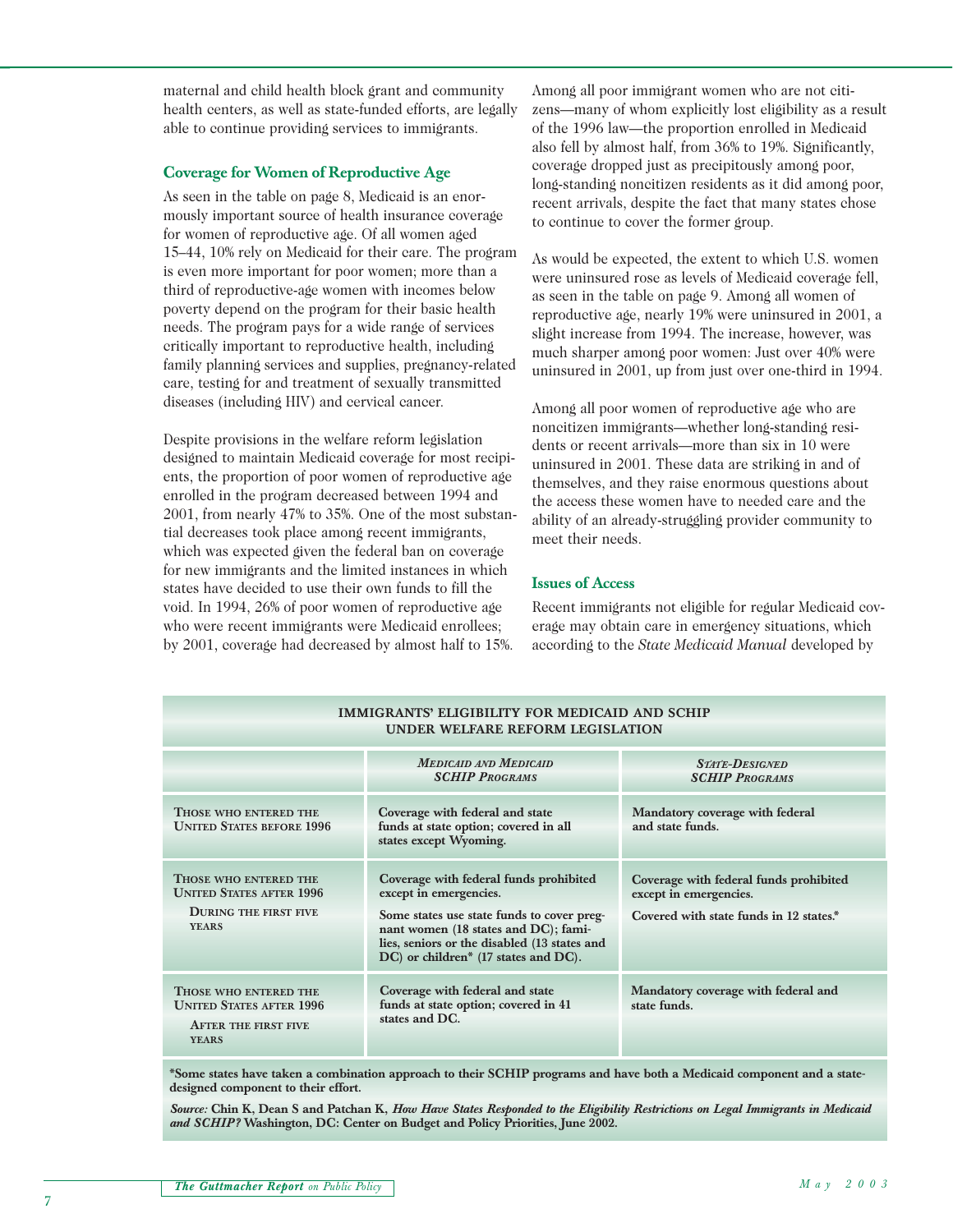maternal and child health block grant and community health centers, as well as state-funded efforts, are legally able to continue providing services to immigrants.

### Coverage for Women of Reproductive Age

As seen in the table on page 8, Medicaid is an enormously important source of health insurance coverage for women of reproductive age. Of all women aged 15–44, 10% rely on Medicaid for their care. The program is even more important for poor women; more than a third of reproductive-age women with incomes below poverty depend on the program for their basic health needs. The program pays for a wide range of services critically important to reproductive health, including family planning services and supplies, pregnancy-related care, testing for and treatment of sexually transmitted diseases (including HIV) and cervical cancer.

Despite provisions in the welfare reform legislation designed to maintain Medicaid coverage for most recipients, the proportion of poor women of reproductive age enrolled in the program decreased between 1994 and 2001, from nearly 47% to 35%. One of the most substantial decreases took place among recent immigrants, which was expected given the federal ban on coverage for new immigrants and the limited instances in which states have decided to use their own funds to fill the void. In 1994, 26% of poor women of reproductive age who were recent immigrants were Medicaid enrollees; by 2001, coverage had decreased by almost half to 15%.

Among all poor immigrant women who are not citizens—many of whom explicitly lost eligibility as a result of the 1996 law—the proportion enrolled in Medicaid also fell by almost half, from 36% to 19%. Significantly, coverage dropped just as precipitously among poor, long-standing noncitizen residents as it did among poor, recent arrivals, despite the fact that many states chose to continue to cover the former group.

As would be expected, the extent to which U.S. women were uninsured rose as levels of Medicaid coverage fell, as seen in the table on page 9. Among all women of reproductive age, nearly 19% were uninsured in 2001, a slight increase from 1994. The increase, however, was much sharper among poor women: Just over 40% were uninsured in 2001, up from just over one-third in 1994.

Among all poor women of reproductive age who are noncitizen immigrants—whether long-standing residents or recent arrivals—more than six in 10 were uninsured in 2001. These data are striking in and of themselves, and they raise enormous questions about the access these women have to needed care and the ability of an already-struggling provider community to meet their needs.

### Issues of Access

Recent immigrants not eligible for regular Medicaid coverage may obtain care in emergency situations, which according to the *State Medicaid Manual* developed by

**IMMIGRANTS' ELIGIBILITY FOR MEDICAID AND SCHIP UNDER WELFARE REFORM LEGISLATION**

| | *Medicaid and Medicaid SCHIP Programs* | *State-Designed SCHIP Programs* |
|---|---|---|
| **Those who entered the United States before 1996** | **Coverage with federal and state funds at state option; covered in all states except Wyoming.** | **Mandatory coverage with federal and state funds.** |
| **Those who entered the United States after 1996** — **During the first five years** | **Coverage with federal funds prohibited except in emergencies.** **Some states use state funds to cover pregnant women (18 states and DC); families, seniors or the disabled (13 states and DC) or children\* (17 states and DC).** | **Coverage with federal funds prohibited except in emergencies.** **Covered with state funds in 12 states.\*** |
| **Those who entered the United States after 1996** — **After the first five years** | **Coverage with federal and state funds at state option; covered in 41 states and DC.** | **Mandatory coverage with federal and state funds.** |

**\*Some states have taken a combination approach to their SCHIP programs and have both a Medicaid component and a state-designed component to their effort.**

***Source:*** **Chin K, Dean S and Patchan K, *How Have States Responded to the Eligibility Restrictions on Legal Immigrants in Medicaid and SCHIP?* Washington, DC: Center on Budget and Policy Priorities, June 2002.**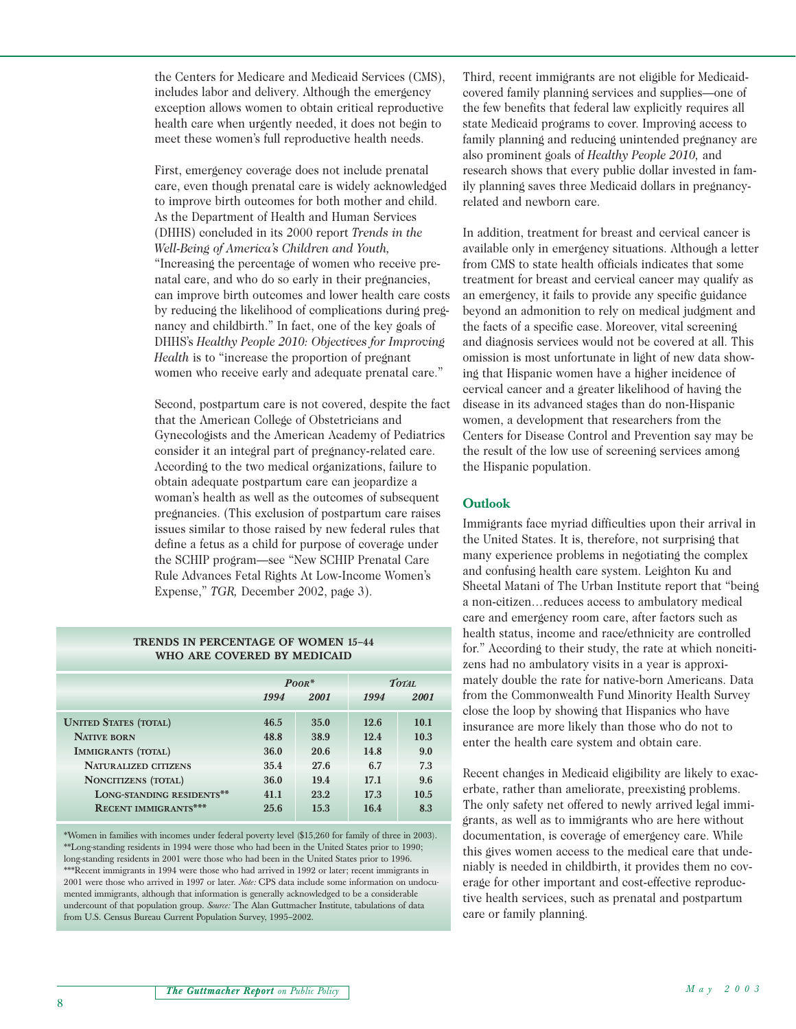the Centers for Medicare and Medicaid Services (CMS), includes labor and delivery. Although the emergency exception allows women to obtain critical reproductive health care when urgently needed, it does not begin to meet these women's full reproductive health needs.

First, emergency coverage does not include prenatal care, even though prenatal care is widely acknowledged to improve birth outcomes for both mother and child. As the Department of Health and Human Services (DHHS) concluded in its 2000 report *Trends in the Well-Being of America's Children and Youth,* "Increasing the percentage of women who receive prenatal care, and who do so early in their pregnancies, can improve birth outcomes and lower health care costs by reducing the likelihood of complications during pregnancy and childbirth." In fact, one of the key goals of DHHS's *Healthy People 2010: Objectives for Improving Health* is to "increase the proportion of pregnant women who receive early and adequate prenatal care."

Second, postpartum care is not covered, despite the fact that the American College of Obstetricians and Gynecologists and the American Academy of Pediatrics consider it an integral part of pregnancy-related care. According to the two medical organizations, failure to obtain adequate postpartum care can jeopardize a woman's health as well as the outcomes of subsequent pregnancies. (This exclusion of postpartum care raises issues similar to those raised by new federal rules that define a fetus as a child for purpose of coverage under the SCHIP program—see "New SCHIP Prenatal Care Rule Advances Fetal Rights At Low-Income Women's Expense," *TGR,* December 2002, page 3).

**TRENDS IN PERCENTAGE OF WOMEN 15–44 WHO ARE COVERED BY MEDICAID**

| | *Poor** | | *Total* | |
|---|---|---|---|---|
| | *1994* | *2001* | *1994* | *2001* |
| **United States (total)** | 46.5 | 35.0 | 12.6 | 10.1 |
| **Native born** | 48.8 | 38.9 | 12.4 | 10.3 |
| **Immigrants (total)** | 36.0 | 20.6 | 14.8 | 9.0 |
| **Naturalized citizens** | 35.4 | 27.6 | 6.7 | 7.3 |
| **Noncitizens (total)** | 36.0 | 19.4 | 17.1 | 9.6 |
| **Long-standing residents**** | 41.1 | 23.2 | 17.3 | 10.5 |
| **Recent immigrants***** | 25.6 | 15.3 | 16.4 | 8.3 |

*Women in families with incomes under federal poverty level ($15,260 for family of three in 2003). **Long-standing residents in 1994 were those who had been in the United States prior to 1990; long-standing residents in 2001 were those who had been in the United States prior to 1996. ***Recent immigrants in 1994 were those who had arrived in 1992 or later; recent immigrants in 2001 were those who arrived in 1997 or later. *Note:* CPS data include some information on undocumented immigrants, although that information is generally acknowledged to be a considerable undercount of that population group. *Source:* The Alan Guttmacher Institute, tabulations of data from U.S. Census Bureau Current Population Survey, 1995–2002.

Third, recent immigrants are not eligible for Medicaid-covered family planning services and supplies—one of the few benefits that federal law explicitly requires all state Medicaid programs to cover. Improving access to family planning and reducing unintended pregnancy are also prominent goals of *Healthy People 2010,* and research shows that every public dollar invested in family planning saves three Medicaid dollars in pregnancy-related and newborn care.

In addition, treatment for breast and cervical cancer is available only in emergency situations. Although a letter from CMS to state health officials indicates that some treatment for breast and cervical cancer may qualify as an emergency, it fails to provide any specific guidance beyond an admonition to rely on medical judgment and the facts of a specific case. Moreover, vital screening and diagnosis services would not be covered at all. This omission is most unfortunate in light of new data showing that Hispanic women have a higher incidence of cervical cancer and a greater likelihood of having the disease in its advanced stages than do non-Hispanic women, a development that researchers from the Centers for Disease Control and Prevention say may be the result of the low use of screening services among the Hispanic population.

## Outlook

Immigrants face myriad difficulties upon their arrival in the United States. It is, therefore, not surprising that many experience problems in negotiating the complex and confusing health care system. Leighton Ku and Sheetal Matani of The Urban Institute report that "being a non-citizen…reduces access to ambulatory medical care and emergency room care, after factors such as health status, income and race/ethnicity are controlled for." According to their study, the rate at which noncitizens had no ambulatory visits in a year is approximately double the rate for native-born Americans. Data from the Commonwealth Fund Minority Health Survey close the loop by showing that Hispanics who have insurance are more likely than those who do not to enter the health care system and obtain care.

Recent changes in Medicaid eligibility are likely to exacerbate, rather than ameliorate, preexisting problems. The only safety net offered to newly arrived legal immigrants, as well as to immigrants who are here without documentation, is coverage of emergency care. While this gives women access to the medical care that undeniably is needed in childbirth, it provides them no coverage for other important and cost-effective reproductive health services, such as prenatal and postpartum care or family planning.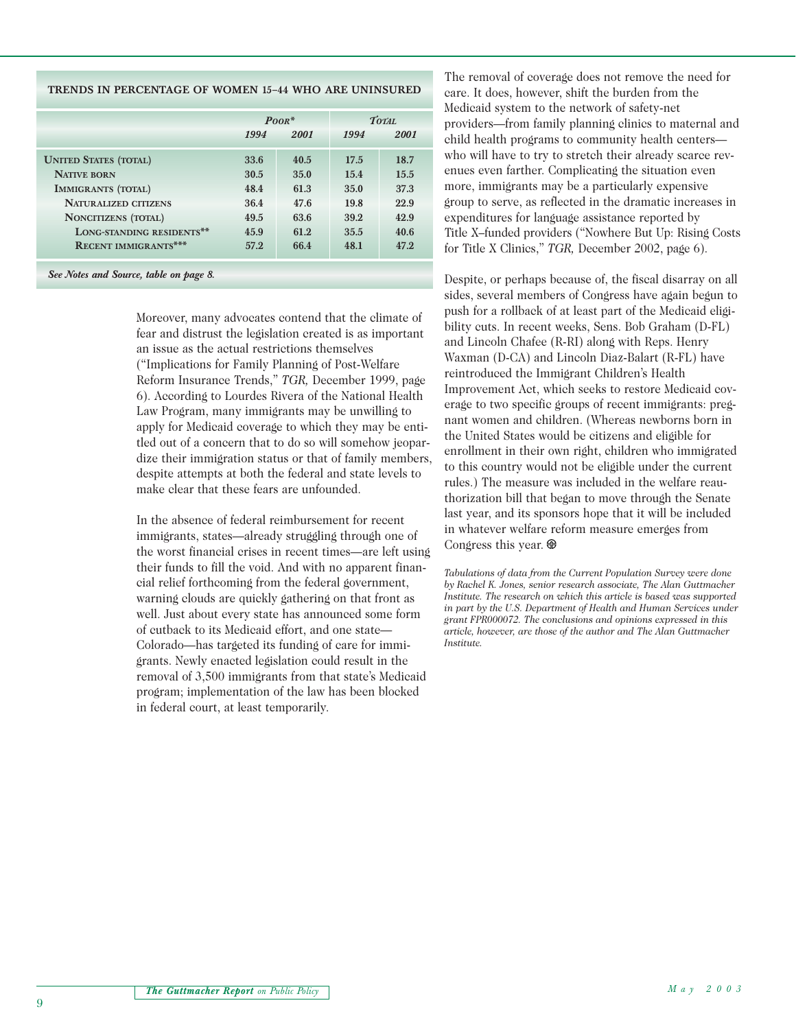**TRENDS IN PERCENTAGE OF WOMEN 15–44 WHO ARE UNINSURED**

| | *Poor** | | *Total* | |
|---|---|---|---|---|
| | *1994* | *2001* | *1994* | *2001* |
| United States (total) | 33.6 | 40.5 | 17.5 | 18.7 |
| Native born | 30.5 | 35.0 | 15.4 | 15.5 |
| Immigrants (total) | 48.4 | 61.3 | 35.0 | 37.3 |
| Naturalized citizens | 36.4 | 47.6 | 19.8 | 22.9 |
| Noncitizens (total) | 49.5 | 63.6 | 39.2 | 42.9 |
| Long-standing residents** | 45.9 | 61.2 | 35.5 | 40.6 |
| Recent immigrants*** | 57.2 | 66.4 | 48.1 | 47.2 |

*See Notes and Source, table on page 8.*

Moreover, many advocates contend that the climate of fear and distrust the legislation created is as important an issue as the actual restrictions themselves ("Implications for Family Planning of Post-Welfare Reform Insurance Trends," *TGR,* December 1999, page 6). According to Lourdes Rivera of the National Health Law Program, many immigrants may be unwilling to apply for Medicaid coverage to which they may be entitled out of a concern that to do so will somehow jeopardize their immigration status or that of family members, despite attempts at both the federal and state levels to make clear that these fears are unfounded.

In the absence of federal reimbursement for recent immigrants, states—already struggling through one of the worst financial crises in recent times—are left using their funds to fill the void. And with no apparent financial relief forthcoming from the federal government, warning clouds are quickly gathering on that front as well. Just about every state has announced some form of cutback to its Medicaid effort, and one state—Colorado—has targeted its funding of care for immigrants. Newly enacted legislation could result in the removal of 3,500 immigrants from that state's Medicaid program; implementation of the law has been blocked in federal court, at least temporarily.

The removal of coverage does not remove the need for care. It does, however, shift the burden from the Medicaid system to the network of safety-net providers—from family planning clinics to maternal and child health programs to community health centers—who will have to try to stretch their already scarce revenues even farther. Complicating the situation even more, immigrants may be a particularly expensive group to serve, as reflected in the dramatic increases in expenditures for language assistance reported by Title X–funded providers ("Nowhere But Up: Rising Costs for Title X Clinics," *TGR,* December 2002, page 6).

Despite, or perhaps because of, the fiscal disarray on all sides, several members of Congress have again begun to push for a rollback of at least part of the Medicaid eligibility cuts. In recent weeks, Sens. Bob Graham (D-FL) and Lincoln Chafee (R-RI) along with Reps. Henry Waxman (D-CA) and Lincoln Diaz-Balart (R-FL) have reintroduced the Immigrant Children's Health Improvement Act, which seeks to restore Medicaid coverage to two specific groups of recent immigrants: pregnant women and children. (Whereas newborns born in the United States would be citizens and eligible for enrollment in their own right, children who immigrated to this country would not be eligible under the current rules.) The measure was included in the welfare reauthorization bill that began to move through the Senate last year, and its sponsors hope that it will be included in whatever welfare reform measure emerges from Congress this year. ⊕

*Tabulations of data from the Current Population Survey were done by Rachel K. Jones, senior research associate, The Alan Guttmacher Institute. The research on which this article is based was supported in part by the U.S. Department of Health and Human Services under grant FPR000072. The conclusions and opinions expressed in this article, however, are those of the author and The Alan Guttmacher Institute.*